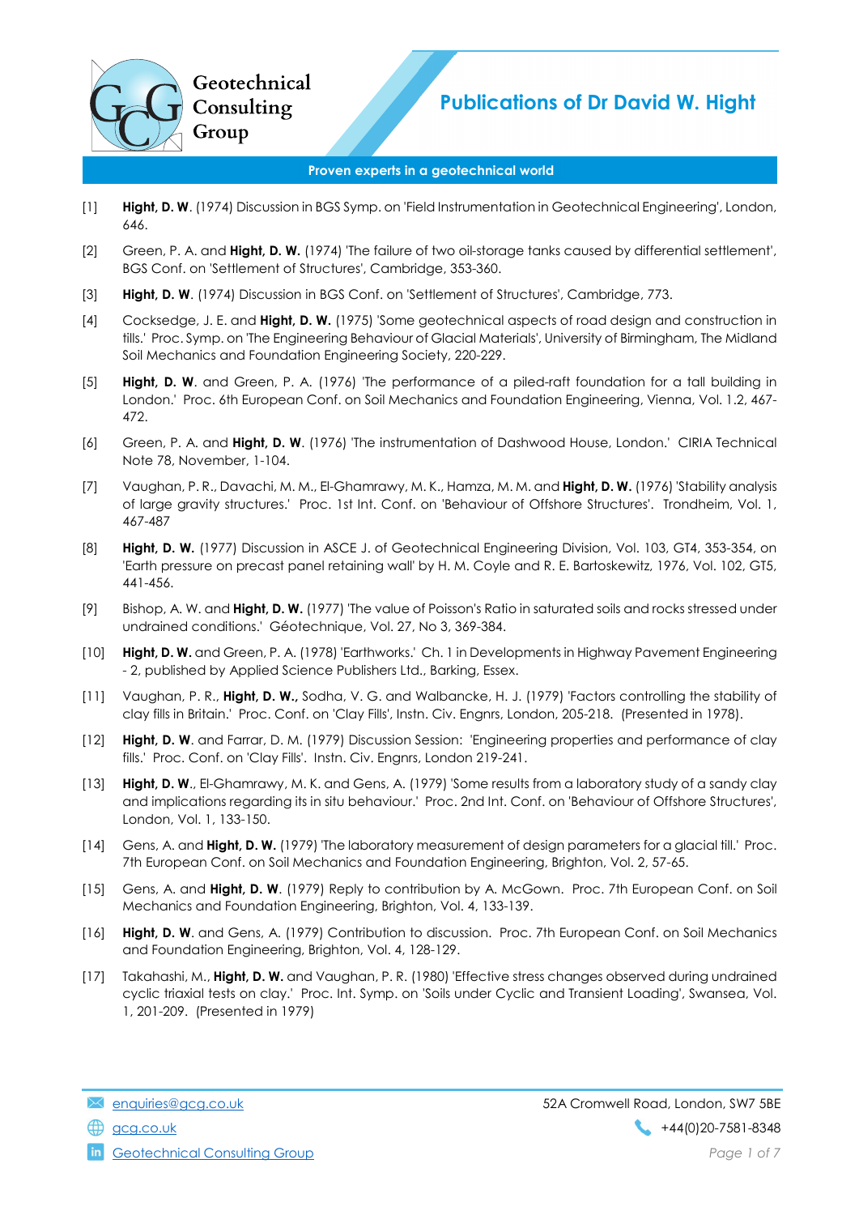# Publications of Dr David W. Hight

**Proven experts in a geotechnical world**

[1] **Hight, D. W**. (1974) Discussion in BGS Symp. on 'Field Instrumentation in Geotechnical Engineering', London, 646.

[2] Green, P. A. and **Hight, D. W.** (1974) 'The failure of two oil-storage tanks caused by differential settlement', BGS Conf. on 'Settlement of Structures', Cambridge, 353-360.

[3] **Hight, D. W**. (1974) Discussion in BGS Conf. on 'Settlement of Structures', Cambridge, 773.

[4] Cocksedge, J. E. and **Hight, D. W.** (1975) 'Some geotechnical aspects of road design and construction in tills.' Proc. Symp. on 'The Engineering Behaviour of Glacial Materials', University of Birmingham, The Midland Soil Mechanics and Foundation Engineering Society, 220-229.

[5] **Hight, D. W**. and Green, P. A. (1976) 'The performance of a piled-raft foundation for a tall building in London.' Proc. 6th European Conf. on Soil Mechanics and Foundation Engineering, Vienna, Vol. 1.2, 467-472.

[6] Green, P. A. and **Hight, D. W**. (1976) 'The instrumentation of Dashwood House, London.' CIRIA Technical Note 78, November, 1-104.

[7] Vaughan, P. R., Davachi, M. M., El-Ghamrawy, M. K., Hamza, M. M. and **Hight, D. W.** (1976) 'Stability analysis of large gravity structures.' Proc. 1st Int. Conf. on 'Behaviour of Offshore Structures'. Trondheim, Vol. 1, 467-487

[8] **Hight, D. W.** (1977) Discussion in ASCE J. of Geotechnical Engineering Division, Vol. 103, GT4, 353-354, on 'Earth pressure on precast panel retaining wall' by H. M. Coyle and R. E. Bartoskewitz, 1976, Vol. 102, GT5, 441-456.

[9] Bishop, A. W. and **Hight, D. W.** (1977) 'The value of Poisson's Ratio in saturated soils and rocks stressed under undrained conditions.' Géotechnique, Vol. 27, No 3, 369-384.

[10] **Hight, D. W.** and Green, P. A. (1978) 'Earthworks.' Ch. 1 in Developments in Highway Pavement Engineering - 2, published by Applied Science Publishers Ltd., Barking, Essex.

[11] Vaughan, P. R., **Hight, D. W.,** Sodha, V. G. and Walbancke, H. J. (1979) 'Factors controlling the stability of clay fills in Britain.' Proc. Conf. on 'Clay Fills', Instn. Civ. Engnrs, London, 205-218. (Presented in 1978).

[12] **Hight, D. W**. and Farrar, D. M. (1979) Discussion Session: 'Engineering properties and performance of clay fills.' Proc. Conf. on 'Clay Fills'. Instn. Civ. Engnrs, London 219-241.

[13] **Hight, D. W**., El-Ghamrawy, M. K. and Gens, A. (1979) 'Some results from a laboratory study of a sandy clay and implications regarding its in situ behaviour.' Proc. 2nd Int. Conf. on 'Behaviour of Offshore Structures', London, Vol. 1, 133-150.

[14] Gens, A. and **Hight, D. W.** (1979) 'The laboratory measurement of design parameters for a glacial till.' Proc. 7th European Conf. on Soil Mechanics and Foundation Engineering, Brighton, Vol. 2, 57-65.

[15] Gens, A. and **Hight, D. W**. (1979) Reply to contribution by A. McGown. Proc. 7th European Conf. on Soil Mechanics and Foundation Engineering, Brighton, Vol. 4, 133-139.

[16] **Hight, D. W**. and Gens, A. (1979) Contribution to discussion. Proc. 7th European Conf. on Soil Mechanics and Foundation Engineering, Brighton, Vol. 4, 128-129.

[17] Takahashi, M., **Hight, D. W.** and Vaughan, P. R. (1980) 'Effective stress changes observed during undrained cyclic triaxial tests on clay.' Proc. Int. Symp. on 'Soils under Cyclic and Transient Loading', Swansea, Vol. 1, 201-209. (Presented in 1979)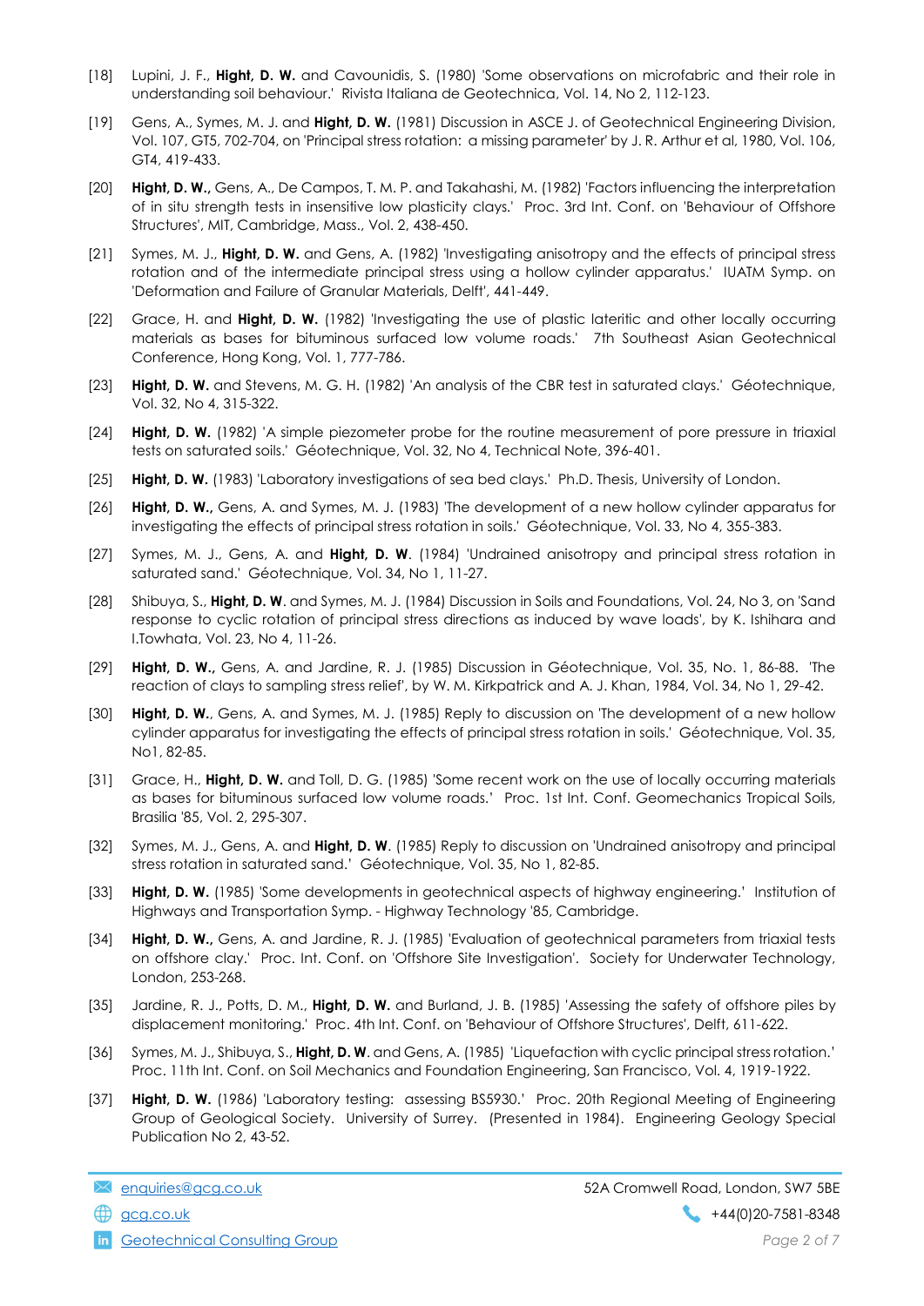[18] Lupini, J. F., **Hight, D. W.** and Cavounidis, S. (1980) 'Some observations on microfabric and their role in understanding soil behaviour.' Rivista Italiana de Geotechnica, Vol. 14, No 2, 112-123.

[19] Gens, A., Symes, M. J. and **Hight, D. W.** (1981) Discussion in ASCE J. of Geotechnical Engineering Division, Vol. 107, GT5, 702-704, on 'Principal stress rotation: a missing parameter' by J. R. Arthur et al, 1980, Vol. 106, GT4, 419-433.

[20] **Hight, D. W.,** Gens, A., De Campos, T. M. P. and Takahashi, M. (1982) 'Factors influencing the interpretation of in situ strength tests in insensitive low plasticity clays.' Proc. 3rd Int. Conf. on 'Behaviour of Offshore Structures', MIT, Cambridge, Mass., Vol. 2, 438-450.

[21] Symes, M. J., **Hight, D. W.** and Gens, A. (1982) 'Investigating anisotropy and the effects of principal stress rotation and of the intermediate principal stress using a hollow cylinder apparatus.' IUATM Symp. on 'Deformation and Failure of Granular Materials, Delft', 441-449.

[22] Grace, H. and **Hight, D. W.** (1982) 'Investigating the use of plastic lateritic and other locally occurring materials as bases for bituminous surfaced low volume roads.' 7th Southeast Asian Geotechnical Conference, Hong Kong, Vol. 1, 777-786.

[23] **Hight, D. W.** and Stevens, M. G. H. (1982) 'An analysis of the CBR test in saturated clays.' Géotechnique, Vol. 32, No 4, 315-322.

[24] **Hight, D. W.** (1982) 'A simple piezometer probe for the routine measurement of pore pressure in triaxial tests on saturated soils.' Géotechnique, Vol. 32, No 4, Technical Note, 396-401.

[25] **Hight, D. W.** (1983) 'Laboratory investigations of sea bed clays.' Ph.D. Thesis, University of London.

[26] **Hight, D. W.,** Gens, A. and Symes, M. J. (1983) 'The development of a new hollow cylinder apparatus for investigating the effects of principal stress rotation in soils.' Géotechnique, Vol. 33, No 4, 355-383.

[27] Symes, M. J., Gens, A. and **Hight, D. W**. (1984) 'Undrained anisotropy and principal stress rotation in saturated sand.' Géotechnique, Vol. 34, No 1, 11-27.

[28] Shibuya, S., **Hight, D. W**. and Symes, M. J. (1984) Discussion in Soils and Foundations, Vol. 24, No 3, on 'Sand response to cyclic rotation of principal stress directions as induced by wave loads', by K. Ishihara and I.Towhata, Vol. 23, No 4, 11-26.

[29] **Hight, D. W.,** Gens, A. and Jardine, R. J. (1985) Discussion in Géotechnique, Vol. 35, No. 1, 86-88. 'The reaction of clays to sampling stress relief', by W. M. Kirkpatrick and A. J. Khan, 1984, Vol. 34, No 1, 29-42.

[30] **Hight, D. W.**, Gens, A. and Symes, M. J. (1985) Reply to discussion on 'The development of a new hollow cylinder apparatus for investigating the effects of principal stress rotation in soils.' Géotechnique, Vol. 35, No1, 82-85.

[31] Grace, H., **Hight, D. W.** and Toll, D. G. (1985) 'Some recent work on the use of locally occurring materials as bases for bituminous surfaced low volume roads.' Proc. 1st Int. Conf. Geomechanics Tropical Soils, Brasilia '85, Vol. 2, 295-307.

[32] Symes, M. J., Gens, A. and **Hight, D. W**. (1985) Reply to discussion on 'Undrained anisotropy and principal stress rotation in saturated sand.' Géotechnique, Vol. 35, No 1, 82-85.

[33] **Hight, D. W.** (1985) 'Some developments in geotechnical aspects of highway engineering.' Institution of Highways and Transportation Symp. - Highway Technology '85, Cambridge.

[34] **Hight, D. W.,** Gens, A. and Jardine, R. J. (1985) 'Evaluation of geotechnical parameters from triaxial tests on offshore clay.' Proc. Int. Conf. on 'Offshore Site Investigation'. Society for Underwater Technology, London, 253-268.

[35] Jardine, R. J., Potts, D. M., **Hight, D. W.** and Burland, J. B. (1985) 'Assessing the safety of offshore piles by displacement monitoring.' Proc. 4th Int. Conf. on 'Behaviour of Offshore Structures', Delft, 611-622.

[36] Symes, M. J., Shibuya, S., **Hight, D. W**. and Gens, A. (1985) 'Liquefaction with cyclic principal stress rotation.' Proc. 11th Int. Conf. on Soil Mechanics and Foundation Engineering, San Francisco, Vol. 4, 1919-1922.

[37] **Hight, D. W.** (1986) 'Laboratory testing: assessing BS5930.' Proc. 20th Regional Meeting of Engineering Group of Geological Society. University of Surrey. (Presented in 1984). Engineering Geology Special Publication No 2, 43-52.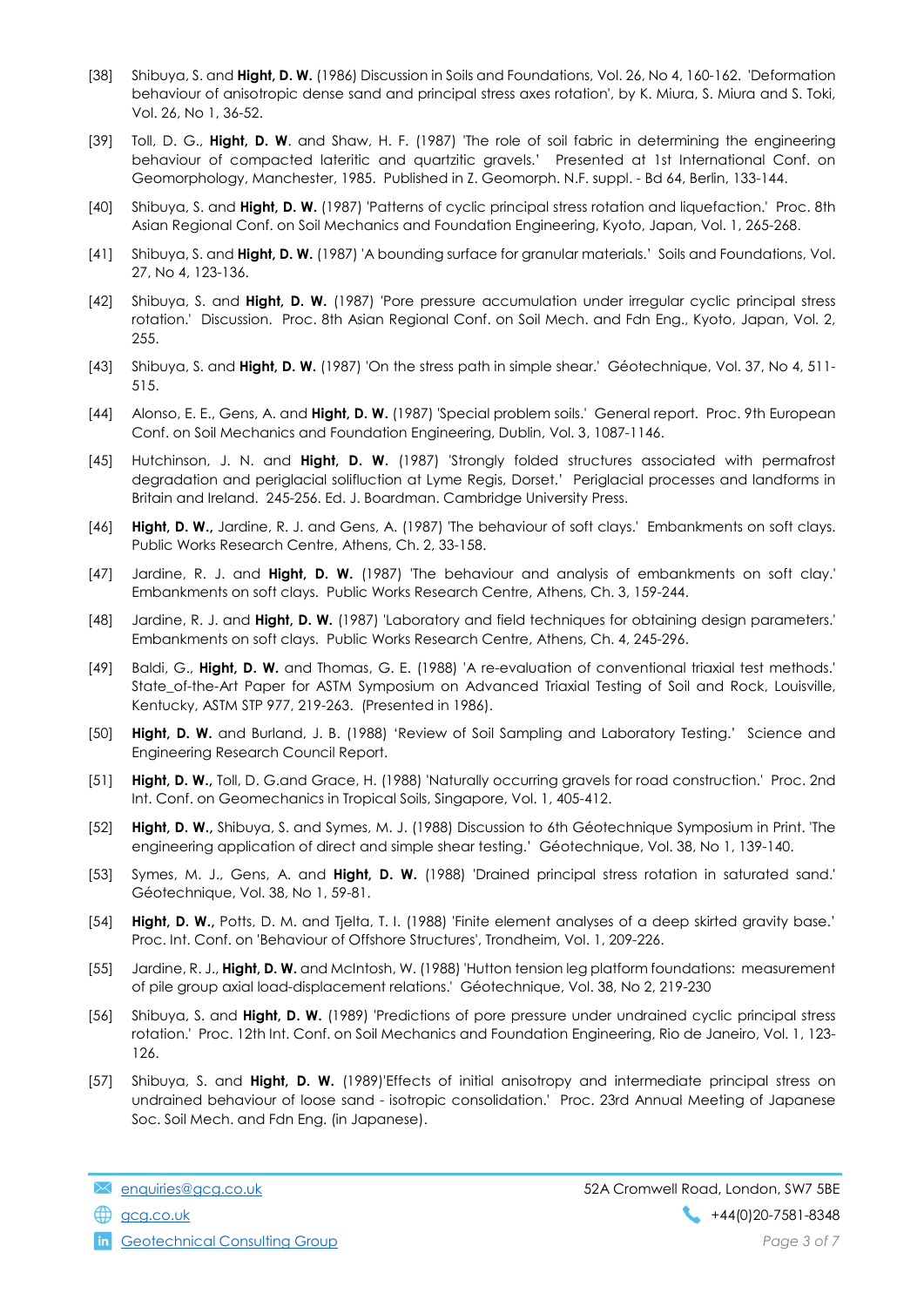[38] Shibuya, S. and **Hight, D. W.** (1986) Discussion in Soils and Foundations, Vol. 26, No 4, 160-162. 'Deformation behaviour of anisotropic dense sand and principal stress axes rotation', by K. Miura, S. Miura and S. Toki, Vol. 26, No 1, 36-52.

[39] Toll, D. G., **Hight, D. W**. and Shaw, H. F. (1987) 'The role of soil fabric in determining the engineering behaviour of compacted lateritic and quartzitic gravels.' Presented at 1st International Conf. on Geomorphology, Manchester, 1985. Published in Z. Geomorph. N.F. suppl. - Bd 64, Berlin, 133-144.

[40] Shibuya, S. and **Hight, D. W.** (1987) 'Patterns of cyclic principal stress rotation and liquefaction.' Proc. 8th Asian Regional Conf. on Soil Mechanics and Foundation Engineering, Kyoto, Japan, Vol. 1, 265-268.

[41] Shibuya, S. and **Hight, D. W.** (1987) 'A bounding surface for granular materials.' Soils and Foundations, Vol. 27, No 4, 123-136.

[42] Shibuya, S. and **Hight, D. W.** (1987) 'Pore pressure accumulation under irregular cyclic principal stress rotation.' Discussion. Proc. 8th Asian Regional Conf. on Soil Mech. and Fdn Eng., Kyoto, Japan, Vol. 2, 255.

[43] Shibuya, S. and **Hight, D. W.** (1987) 'On the stress path in simple shear.' Géotechnique, Vol. 37, No 4, 511-515.

[44] Alonso, E. E., Gens, A. and **Hight, D. W.** (1987) 'Special problem soils.' General report. Proc. 9th European Conf. on Soil Mechanics and Foundation Engineering, Dublin, Vol. 3, 1087-1146.

[45] Hutchinson, J. N. and **Hight, D. W.** (1987) 'Strongly folded structures associated with permafrost degradation and periglacial solifluction at Lyme Regis, Dorset.' Periglacial processes and landforms in Britain and Ireland. 245-256. Ed. J. Boardman. Cambridge University Press.

[46] **Hight, D. W.,** Jardine, R. J. and Gens, A. (1987) 'The behaviour of soft clays.' Embankments on soft clays. Public Works Research Centre, Athens, Ch. 2, 33-158.

[47] Jardine, R. J. and **Hight, D. W.** (1987) 'The behaviour and analysis of embankments on soft clay.' Embankments on soft clays. Public Works Research Centre, Athens, Ch. 3, 159-244.

[48] Jardine, R. J. and **Hight, D. W.** (1987) 'Laboratory and field techniques for obtaining design parameters.' Embankments on soft clays. Public Works Research Centre, Athens, Ch. 4, 245-296.

[49] Baldi, G., **Hight, D. W.** and Thomas, G. E. (1988) 'A re-evaluation of conventional triaxial test methods.' State_of-the-Art Paper for ASTM Symposium on Advanced Triaxial Testing of Soil and Rock, Louisville, Kentucky, ASTM STP 977, 219-263. (Presented in 1986).

[50] **Hight, D. W.** and Burland, J. B. (1988) 'Review of Soil Sampling and Laboratory Testing.' Science and Engineering Research Council Report.

[51] **Hight, D. W.,** Toll, D. G.and Grace, H. (1988) 'Naturally occurring gravels for road construction.' Proc. 2nd Int. Conf. on Geomechanics in Tropical Soils, Singapore, Vol. 1, 405-412.

[52] **Hight, D. W.,** Shibuya, S. and Symes, M. J. (1988) Discussion to 6th Géotechnique Symposium in Print. 'The engineering application of direct and simple shear testing.' Géotechnique, Vol. 38, No 1, 139-140.

[53] Symes, M. J., Gens, A. and **Hight, D. W.** (1988) 'Drained principal stress rotation in saturated sand.' Géotechnique, Vol. 38, No 1, 59-81.

[54] **Hight, D. W.,** Potts, D. M. and Tjelta, T. I. (1988) 'Finite element analyses of a deep skirted gravity base.' Proc. Int. Conf. on 'Behaviour of Offshore Structures', Trondheim, Vol. 1, 209-226.

[55] Jardine, R. J., **Hight, D. W.** and McIntosh, W. (1988) 'Hutton tension leg platform foundations: measurement of pile group axial load-displacement relations.' Géotechnique, Vol. 38, No 2, 219-230

[56] Shibuya, S. and **Hight, D. W.** (1989) 'Predictions of pore pressure under undrained cyclic principal stress rotation.' Proc. 12th Int. Conf. on Soil Mechanics and Foundation Engineering, Rio de Janeiro, Vol. 1, 123-126.

[57] Shibuya, S. and **Hight, D. W.** (1989)'Effects of initial anisotropy and intermediate principal stress on undrained behaviour of loose sand - isotropic consolidation.' Proc. 23rd Annual Meeting of Japanese Soc. Soil Mech. and Fdn Eng. (in Japanese).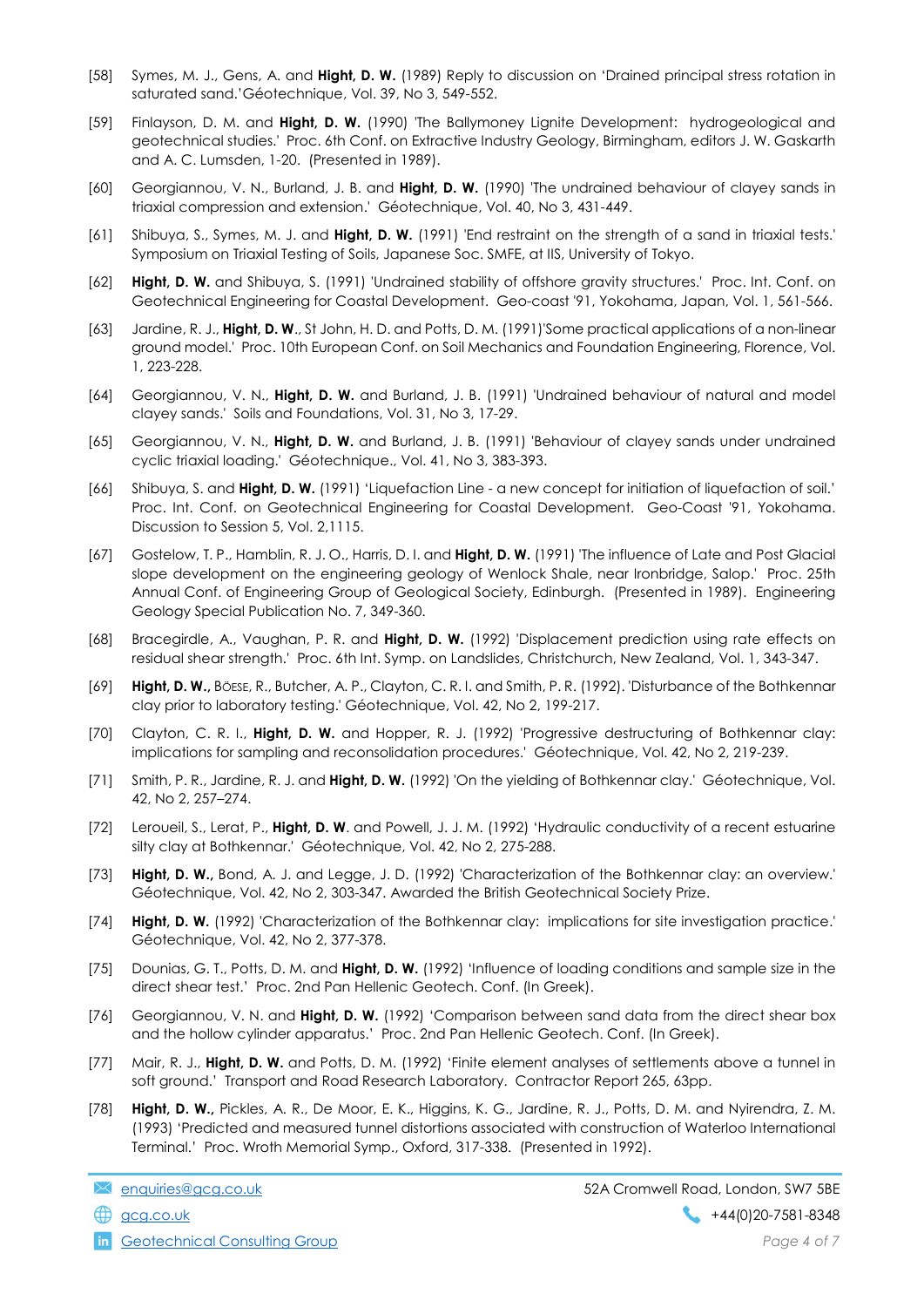[58] Symes, M. J., Gens, A. and **Hight, D. W.** (1989) Reply to discussion on 'Drained principal stress rotation in saturated sand.'Géotechnique, Vol. 39, No 3, 549-552.

[59] Finlayson, D. M. and **Hight, D. W.** (1990) 'The Ballymoney Lignite Development: hydrogeological and geotechnical studies.' Proc. 6th Conf. on Extractive Industry Geology, Birmingham, editors J. W. Gaskarth and A. C. Lumsden, 1-20. (Presented in 1989).

[60] Georgiannou, V. N., Burland, J. B. and **Hight, D. W.** (1990) 'The undrained behaviour of clayey sands in triaxial compression and extension.' Géotechnique, Vol. 40, No 3, 431-449.

[61] Shibuya, S., Symes, M. J. and **Hight, D. W.** (1991) 'End restraint on the strength of a sand in triaxial tests.' Symposium on Triaxial Testing of Soils, Japanese Soc. SMFE, at IIS, University of Tokyo.

[62] **Hight, D. W.** and Shibuya, S. (1991) 'Undrained stability of offshore gravity structures.' Proc. Int. Conf. on Geotechnical Engineering for Coastal Development. Geo-coast '91, Yokohama, Japan, Vol. 1, 561-566.

[63] Jardine, R. J., **Hight, D. W**., St John, H. D. and Potts, D. M. (1991)'Some practical applications of a non-linear ground model.' Proc. 10th European Conf. on Soil Mechanics and Foundation Engineering, Florence, Vol. 1, 223-228.

[64] Georgiannou, V. N., **Hight, D. W.** and Burland, J. B. (1991) 'Undrained behaviour of natural and model clayey sands.' Soils and Foundations, Vol. 31, No 3, 17-29.

[65] Georgiannou, V. N., **Hight, D. W.** and Burland, J. B. (1991) 'Behaviour of clayey sands under undrained cyclic triaxial loading.' Géotechnique., Vol. 41, No 3, 383-393.

[66] Shibuya, S. and **Hight, D. W.** (1991) 'Liquefaction Line - a new concept for initiation of liquefaction of soil.' Proc. Int. Conf. on Geotechnical Engineering for Coastal Development. Geo-Coast '91, Yokohama. Discussion to Session 5, Vol. 2,1115.

[67] Gostelow, T. P., Hamblin, R. J. O., Harris, D. I. and **Hight, D. W.** (1991) 'The influence of Late and Post Glacial slope development on the engineering geology of Wenlock Shale, near Ironbridge, Salop.' Proc. 25th Annual Conf. of Engineering Group of Geological Society, Edinburgh. (Presented in 1989). Engineering Geology Special Publication No. 7, 349-360.

[68] Bracegirdle, A., Vaughan, P. R. and **Hight, D. W.** (1992) 'Displacement prediction using rate effects on residual shear strength.' Proc. 6th Int. Symp. on Landslides, Christchurch, New Zealand, Vol. 1, 343-347.

[69] **Hight, D. W.,** Böese, R., Butcher, A. P., Clayton, C. R. I. and Smith, P. R. (1992). 'Disturbance of the Bothkennar clay prior to laboratory testing.' Géotechnique, Vol. 42, No 2, 199-217.

[70] Clayton, C. R. I., **Hight, D. W.** and Hopper, R. J. (1992) 'Progressive destructuring of Bothkennar clay: implications for sampling and reconsolidation procedures.' Géotechnique, Vol. 42, No 2, 219-239.

[71] Smith, P. R., Jardine, R. J. and **Hight, D. W.** (1992) 'On the yielding of Bothkennar clay.' Géotechnique, Vol. 42, No 2, 257–274.

[72] Leroueil, S., Lerat, P., **Hight, D. W**. and Powell, J. J. M. (1992) 'Hydraulic conductivity of a recent estuarine silty clay at Bothkennar.' Géotechnique, Vol. 42, No 2, 275-288.

[73] **Hight, D. W.,** Bond, A. J. and Legge, J. D. (1992) 'Characterization of the Bothkennar clay: an overview.' Géotechnique, Vol. 42, No 2, 303-347. Awarded the British Geotechnical Society Prize.

[74] **Hight, D. W.** (1992) 'Characterization of the Bothkennar clay: implications for site investigation practice.' Géotechnique, Vol. 42, No 2, 377-378.

[75] Dounias, G. T., Potts, D. M. and **Hight, D. W.** (1992) 'Influence of loading conditions and sample size in the direct shear test.' Proc. 2nd Pan Hellenic Geotech. Conf. (In Greek).

[76] Georgiannou, V. N. and **Hight, D. W.** (1992) 'Comparison between sand data from the direct shear box and the hollow cylinder apparatus.' Proc. 2nd Pan Hellenic Geotech. Conf. (In Greek).

[77] Mair, R. J., **Hight, D. W.** and Potts, D. M. (1992) 'Finite element analyses of settlements above a tunnel in soft ground.' Transport and Road Research Laboratory. Contractor Report 265, 63pp.

[78] **Hight, D. W.,** Pickles, A. R., De Moor, E. K., Higgins, K. G., Jardine, R. J., Potts, D. M. and Nyirendra, Z. M. (1993) 'Predicted and measured tunnel distortions associated with construction of Waterloo International Terminal.' Proc. Wroth Memorial Symp., Oxford, 317-338. (Presented in 1992).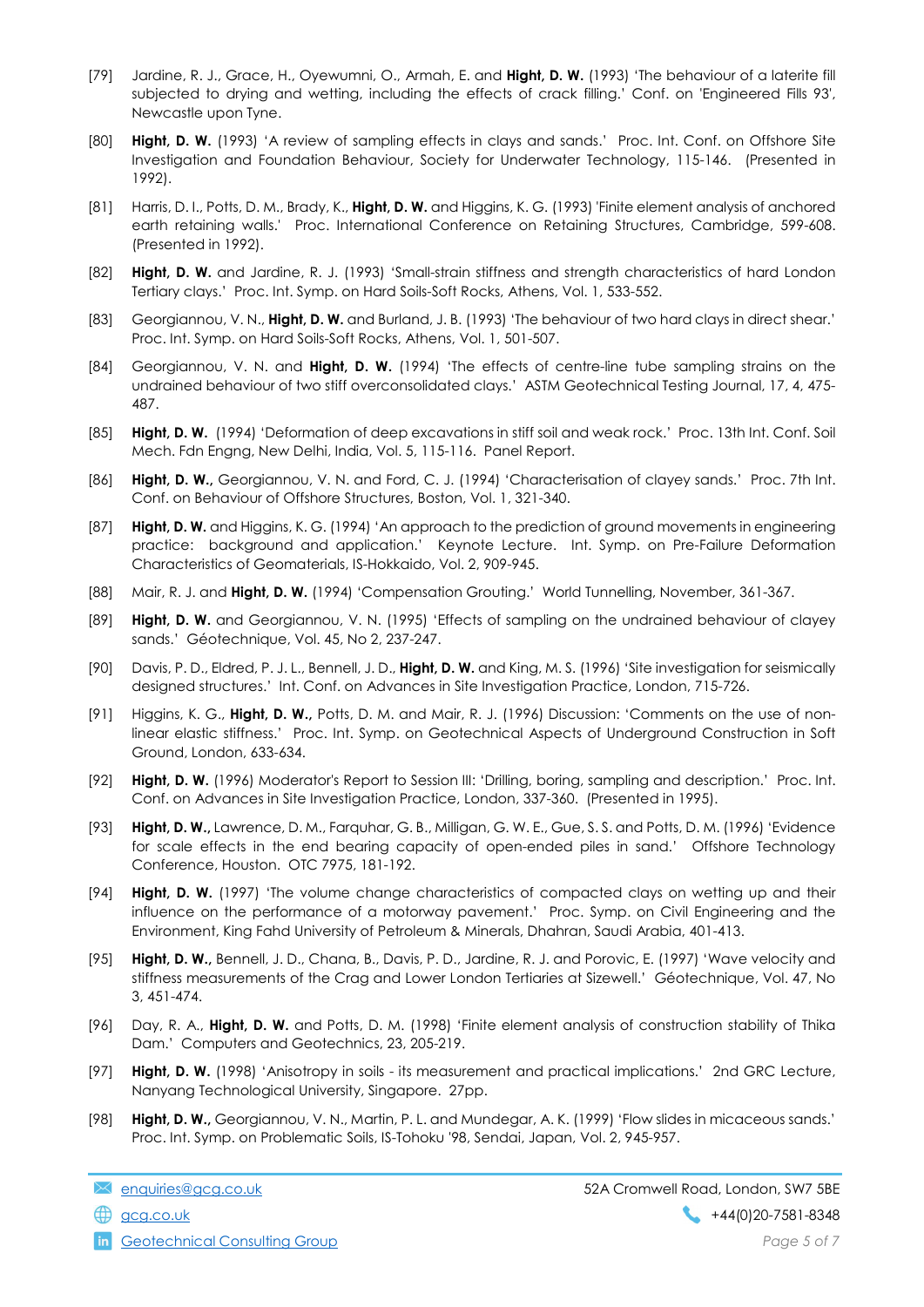[79] Jardine, R. J., Grace, H., Oyewumni, O., Armah, E. and **Hight, D. W.** (1993) 'The behaviour of a laterite fill subjected to drying and wetting, including the effects of crack filling.' Conf. on 'Engineered Fills 93', Newcastle upon Tyne.

[80] **Hight, D. W.** (1993) 'A review of sampling effects in clays and sands.' Proc. Int. Conf. on Offshore Site Investigation and Foundation Behaviour, Society for Underwater Technology, 115-146. (Presented in 1992).

[81] Harris, D. I., Potts, D. M., Brady, K., **Hight, D. W.** and Higgins, K. G. (1993) 'Finite element analysis of anchored earth retaining walls.' Proc. International Conference on Retaining Structures, Cambridge, 599-608. (Presented in 1992).

[82] **Hight, D. W.** and Jardine, R. J. (1993) 'Small-strain stiffness and strength characteristics of hard London Tertiary clays.' Proc. Int. Symp. on Hard Soils-Soft Rocks, Athens, Vol. 1, 533-552.

[83] Georgiannou, V. N., **Hight, D. W.** and Burland, J. B. (1993) 'The behaviour of two hard clays in direct shear.' Proc. Int. Symp. on Hard Soils-Soft Rocks, Athens, Vol. 1, 501-507.

[84] Georgiannou, V. N. and **Hight, D. W.** (1994) 'The effects of centre-line tube sampling strains on the undrained behaviour of two stiff overconsolidated clays.' ASTM Geotechnical Testing Journal, 17, 4, 475-487.

[85] **Hight, D. W.** (1994) 'Deformation of deep excavations in stiff soil and weak rock.' Proc. 13th Int. Conf. Soil Mech. Fdn Engng, New Delhi, India, Vol. 5, 115-116. Panel Report.

[86] **Hight, D. W.,** Georgiannou, V. N. and Ford, C. J. (1994) 'Characterisation of clayey sands.' Proc. 7th Int. Conf. on Behaviour of Offshore Structures, Boston, Vol. 1, 321-340.

[87] **Hight, D. W.** and Higgins, K. G. (1994) 'An approach to the prediction of ground movements in engineering practice: background and application.' Keynote Lecture. Int. Symp. on Pre-Failure Deformation Characteristics of Geomaterials, IS-Hokkaido, Vol. 2, 909-945.

[88] Mair, R. J. and **Hight, D. W.** (1994) 'Compensation Grouting.' World Tunnelling, November, 361-367.

[89] **Hight, D. W.** and Georgiannou, V. N. (1995) 'Effects of sampling on the undrained behaviour of clayey sands.' Géotechnique, Vol. 45, No 2, 237-247.

[90] Davis, P. D., Eldred, P. J. L., Bennell, J. D., **Hight, D. W.** and King, M. S. (1996) 'Site investigation for seismically designed structures.' Int. Conf. on Advances in Site Investigation Practice, London, 715-726.

[91] Higgins, K. G., **Hight, D. W.,** Potts, D. M. and Mair, R. J. (1996) Discussion: 'Comments on the use of non-linear elastic stiffness.' Proc. Int. Symp. on Geotechnical Aspects of Underground Construction in Soft Ground, London, 633-634.

[92] **Hight, D. W.** (1996) Moderator's Report to Session III: 'Drilling, boring, sampling and description.' Proc. Int. Conf. on Advances in Site Investigation Practice, London, 337-360. (Presented in 1995).

[93] **Hight, D. W.,** Lawrence, D. M., Farquhar, G. B., Milligan, G. W. E., Gue, S. S. and Potts, D. M. (1996) 'Evidence for scale effects in the end bearing capacity of open-ended piles in sand.' Offshore Technology Conference, Houston. OTC 7975, 181-192.

[94] **Hight, D. W.** (1997) 'The volume change characteristics of compacted clays on wetting up and their influence on the performance of a motorway pavement.' Proc. Symp. on Civil Engineering and the Environment, King Fahd University of Petroleum & Minerals, Dhahran, Saudi Arabia, 401-413.

[95] **Hight, D. W.,** Bennell, J. D., Chana, B., Davis, P. D., Jardine, R. J. and Porovic, E. (1997) 'Wave velocity and stiffness measurements of the Crag and Lower London Tertiaries at Sizewell.' Géotechnique, Vol. 47, No 3, 451-474.

[96] Day, R. A., **Hight, D. W.** and Potts, D. M. (1998) 'Finite element analysis of construction stability of Thika Dam.' Computers and Geotechnics, 23, 205-219.

[97] **Hight, D. W.** (1998) 'Anisotropy in soils - its measurement and practical implications.' 2nd GRC Lecture, Nanyang Technological University, Singapore. 27pp.

[98] **Hight, D. W.,** Georgiannou, V. N., Martin, P. L. and Mundegar, A. K. (1999) 'Flow slides in micaceous sands.' Proc. Int. Symp. on Problematic Soils, IS-Tohoku '98, Sendai, Japan, Vol. 2, 945-957.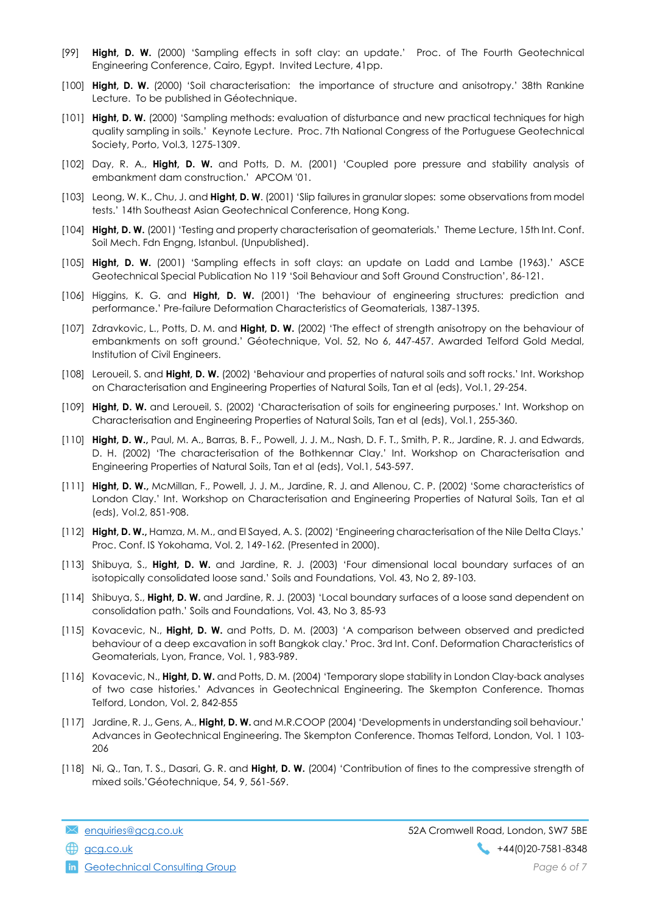[99] **Hight, D. W.** (2000) 'Sampling effects in soft clay: an update.' Proc. of The Fourth Geotechnical Engineering Conference, Cairo, Egypt. Invited Lecture, 41pp.

[100] **Hight, D. W.** (2000) 'Soil characterisation: the importance of structure and anisotropy.' 38th Rankine Lecture. To be published in Géotechnique.

[101] **Hight, D. W.** (2000) 'Sampling methods: evaluation of disturbance and new practical techniques for high quality sampling in soils.' Keynote Lecture. Proc. 7th National Congress of the Portuguese Geotechnical Society, Porto, Vol.3, 1275-1309.

[102] Day, R. A., **Hight, D. W.** and Potts, D. M. (2001) 'Coupled pore pressure and stability analysis of embankment dam construction.' APCOM '01.

[103] Leong, W. K., Chu, J. and **Hight, D. W**. (2001) 'Slip failures in granular slopes: some observations from model tests.' 14th Southeast Asian Geotechnical Conference, Hong Kong.

[104] **Hight, D. W.** (2001) 'Testing and property characterisation of geomaterials.' Theme Lecture, 15th Int. Conf. Soil Mech. Fdn Engng, Istanbul. (Unpublished).

[105] **Hight, D. W.** (2001) 'Sampling effects in soft clays: an update on Ladd and Lambe (1963).' ASCE Geotechnical Special Publication No 119 'Soil Behaviour and Soft Ground Construction', 86-121.

[106] Higgins, K. G. and **Hight, D. W.** (2001) 'The behaviour of engineering structures: prediction and performance.' Pre-failure Deformation Characteristics of Geomaterials, 1387-1395.

[107] Zdravkovic, L., Potts, D. M. and **Hight, D. W.** (2002) 'The effect of strength anisotropy on the behaviour of embankments on soft ground.' Géotechnique, Vol. 52, No 6, 447-457. Awarded Telford Gold Medal, Institution of Civil Engineers.

[108] Leroueil, S. and **Hight, D. W.** (2002) 'Behaviour and properties of natural soils and soft rocks.' Int. Workshop on Characterisation and Engineering Properties of Natural Soils, Tan et al (eds), Vol.1, 29-254.

[109] **Hight, D. W.** and Leroueil, S. (2002) 'Characterisation of soils for engineering purposes.' Int. Workshop on Characterisation and Engineering Properties of Natural Soils, Tan et al (eds), Vol.1, 255-360.

[110] **Hight, D. W.,** Paul, M. A., Barras, B. F., Powell, J. J. M., Nash, D. F. T., Smith, P. R., Jardine, R. J. and Edwards, D. H. (2002) 'The characterisation of the Bothkennar Clay.' Int. Workshop on Characterisation and Engineering Properties of Natural Soils, Tan et al (eds), Vol.1, 543-597.

[111] **Hight, D. W.,** McMillan, F., Powell, J. J. M., Jardine, R. J. and Allenou, C. P. (2002) 'Some characteristics of London Clay.' Int. Workshop on Characterisation and Engineering Properties of Natural Soils, Tan et al (eds), Vol.2, 851-908.

[112] **Hight, D. W.,** Hamza, M. M., and El Sayed, A. S. (2002) 'Engineering characterisation of the Nile Delta Clays.' Proc. Conf. IS Yokohama, Vol. 2, 149-162. (Presented in 2000).

[113] Shibuya, S., **Hight, D. W.** and Jardine, R. J. (2003) 'Four dimensional local boundary surfaces of an isotopically consolidated loose sand.' Soils and Foundations, Vol. 43, No 2, 89-103.

[114] Shibuya, S., **Hight, D. W.** and Jardine, R. J. (2003) 'Local boundary surfaces of a loose sand dependent on consolidation path.' Soils and Foundations, Vol. 43, No 3, 85-93

[115] Kovacevic, N., **Hight, D. W.** and Potts, D. M. (2003) 'A comparison between observed and predicted behaviour of a deep excavation in soft Bangkok clay.' Proc. 3rd Int. Conf. Deformation Characteristics of Geomaterials, Lyon, France, Vol. 1, 983-989.

[116] Kovacevic, N., **Hight, D. W.** and Potts, D. M. (2004) 'Temporary slope stability in London Clay-back analyses of two case histories.' Advances in Geotechnical Engineering. The Skempton Conference. Thomas Telford, London, Vol. 2, 842-855

[117] Jardine, R. J., Gens, A., **Hight, D. W.** and M.R.COOP (2004) 'Developments in understanding soil behaviour.' Advances in Geotechnical Engineering. The Skempton Conference. Thomas Telford, London, Vol. 1 103-206

[118] Ni, Q., Tan, T. S., Dasari, G. R. and **Hight, D. W.** (2004) 'Contribution of fines to the compressive strength of mixed soils.'Géotechnique, 54, 9, 561-569.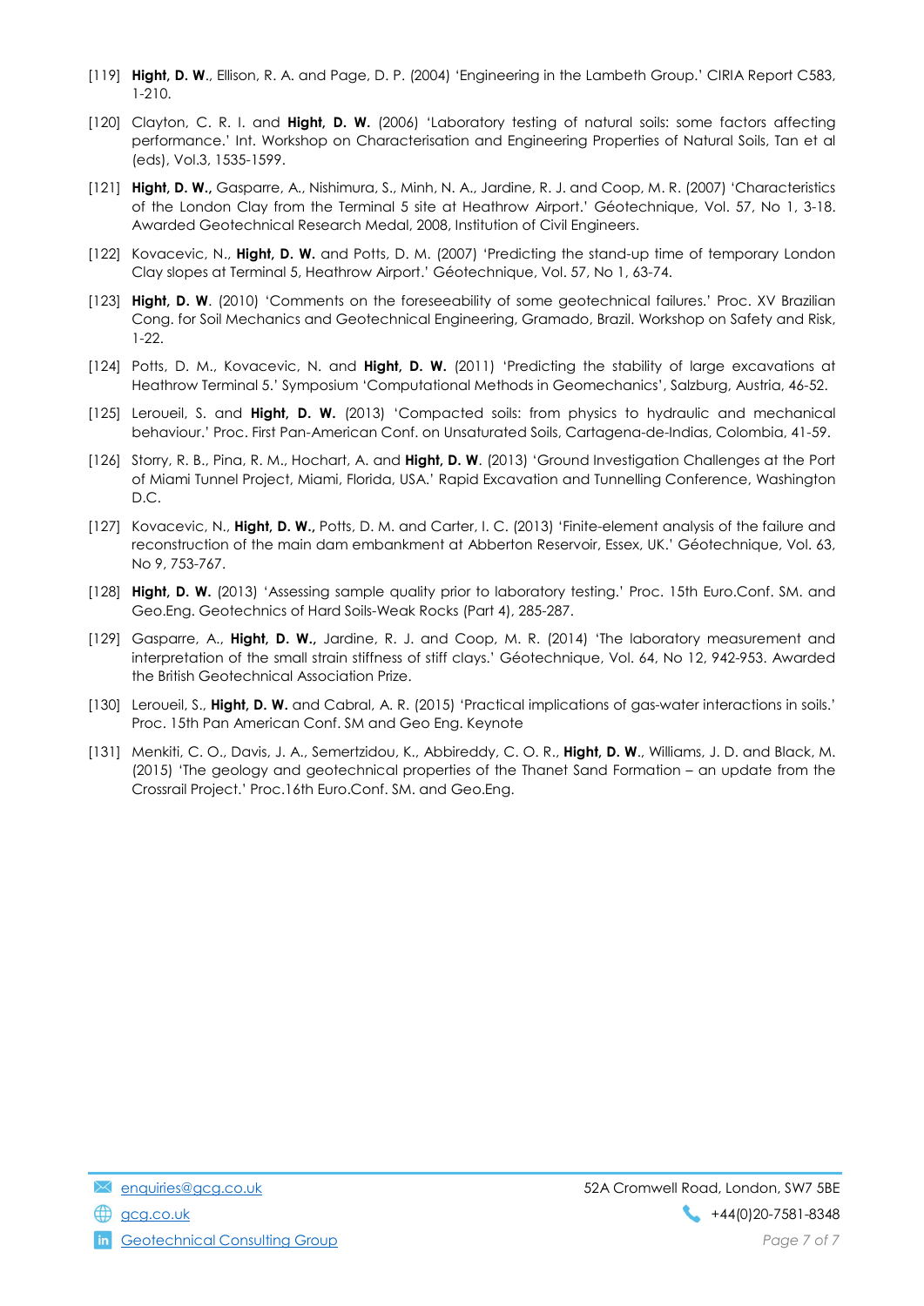[119] **Hight, D. W**., Ellison, R. A. and Page, D. P. (2004) 'Engineering in the Lambeth Group.' CIRIA Report C583, 1-210.

[120] Clayton, C. R. I. and **Hight, D. W.** (2006) 'Laboratory testing of natural soils: some factors affecting performance.' Int. Workshop on Characterisation and Engineering Properties of Natural Soils, Tan et al (eds), Vol.3, 1535-1599.

[121] **Hight, D. W.,** Gasparre, A., Nishimura, S., Minh, N. A., Jardine, R. J. and Coop, M. R. (2007) 'Characteristics of the London Clay from the Terminal 5 site at Heathrow Airport.' Géotechnique, Vol. 57, No 1, 3-18. Awarded Geotechnical Research Medal, 2008, Institution of Civil Engineers.

[122] Kovacevic, N., **Hight, D. W.** and Potts, D. M. (2007) 'Predicting the stand-up time of temporary London Clay slopes at Terminal 5, Heathrow Airport.' Géotechnique, Vol. 57, No 1, 63-74.

[123] **Hight, D. W**. (2010) 'Comments on the foreseeability of some geotechnical failures.' Proc. XV Brazilian Cong. for Soil Mechanics and Geotechnical Engineering, Gramado, Brazil. Workshop on Safety and Risk, 1-22.

[124] Potts, D. M., Kovacevic, N. and **Hight, D. W.** (2011) 'Predicting the stability of large excavations at Heathrow Terminal 5.' Symposium 'Computational Methods in Geomechanics', Salzburg, Austria, 46-52.

[125] Leroueil, S. and **Hight, D. W.** (2013) 'Compacted soils: from physics to hydraulic and mechanical behaviour.' Proc. First Pan-American Conf. on Unsaturated Soils, Cartagena-de-Indias, Colombia, 41-59.

[126] Storry, R. B., Pina, R. M., Hochart, A. and **Hight, D. W**. (2013) 'Ground Investigation Challenges at the Port of Miami Tunnel Project, Miami, Florida, USA.' Rapid Excavation and Tunnelling Conference, Washington D.C.

[127] Kovacevic, N., **Hight, D. W.,** Potts, D. M. and Carter, I. C. (2013) 'Finite-element analysis of the failure and reconstruction of the main dam embankment at Abberton Reservoir, Essex, UK.' Géotechnique, Vol. 63, No 9, 753-767.

[128] **Hight, D. W.** (2013) 'Assessing sample quality prior to laboratory testing.' Proc. 15th Euro.Conf. SM. and Geo.Eng. Geotechnics of Hard Soils-Weak Rocks (Part 4), 285-287.

[129] Gasparre, A., **Hight, D. W.,** Jardine, R. J. and Coop, M. R. (2014) 'The laboratory measurement and interpretation of the small strain stiffness of stiff clays.' Géotechnique, Vol. 64, No 12, 942-953. Awarded the British Geotechnical Association Prize.

[130] Leroueil, S., **Hight, D. W.** and Cabral, A. R. (2015) 'Practical implications of gas-water interactions in soils.' Proc. 15th Pan American Conf. SM and Geo Eng. Keynote

[131] Menkiti, C. O., Davis, J. A., Semertzidou, K., Abbireddy, C. O. R., **Hight, D. W**., Williams, J. D. and Black, M. (2015) 'The geology and geotechnical properties of the Thanet Sand Formation – an update from the Crossrail Project.' Proc.16th Euro.Conf. SM. and Geo.Eng.

enquiries@gcg.co.uk
gcg.co.uk
Geotechnical Consulting Group

52A Cromwell Road, London, SW7 5BE
+44(0)20-7581-8348